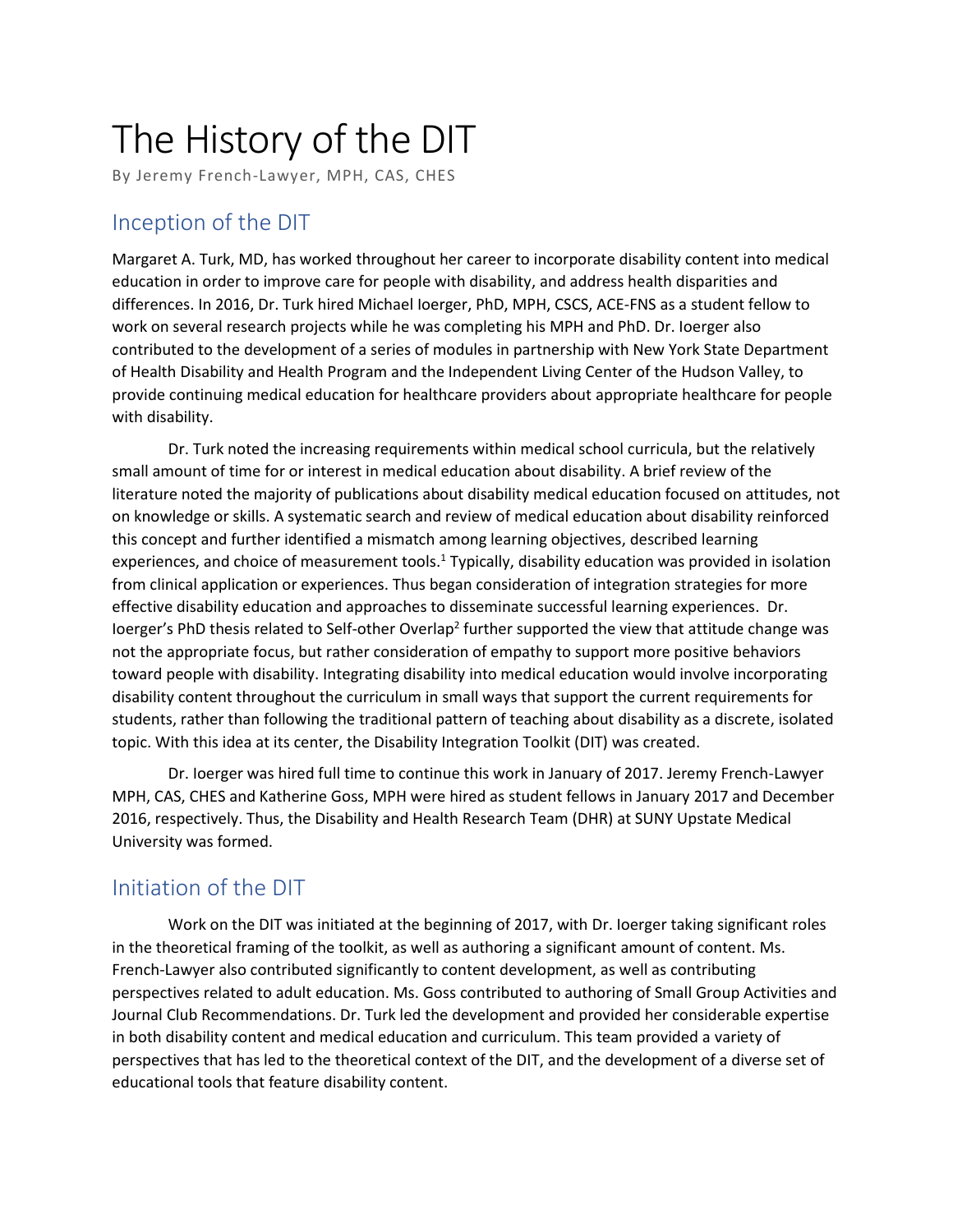# The History of the DIT

By Jeremy French-Lawyer, MPH, CAS, CHES

## Inception of the DIT

Margaret A. Turk, MD, has worked throughout her career to incorporate disability content into medical education in order to improve care for people with disability, and address health disparities and differences. In 2016, Dr. Turk hired Michael Ioerger, PhD, MPH, CSCS, ACE-FNS as a student fellow to work on several research projects while he was completing his MPH and PhD. Dr. Ioerger also contributed to the development of a series of modules in partnership with New York State Department of Health Disability and Health Program and the Independent Living Center of the Hudson Valley, to provide continuing medical education for healthcare providers about appropriate healthcare for people with disability.

Dr. Turk noted the increasing requirements within medical school curricula, but the relatively small amount of time for or interest in medical education about disability. A brief review of the literature noted the majority of publications about disability medical education focused on attitudes, not on knowledge or skills. A systematic search and review of medical education about disability reinforced this concept and further identified a mismatch among learning objectives, described learning experiences, and choice of measurement tools.[1] Typically, disability education was provided in isolation from clinical application or experiences. Thus began consideration of integration strategies for more effective disability education and approaches to disseminate successful learning experiences. Dr. Ioerger's PhD thesis related to Self-other Overlap[2] further supported the view that attitude change was not the appropriate focus, but rather consideration of empathy to support more positive behaviors toward people with disability. Integrating disability into medical education would involve incorporating disability content throughout the curriculum in small ways that support the current requirements for students, rather than following the traditional pattern of teaching about disability as a discrete, isolated topic. With this idea at its center, the Disability Integration Toolkit (DIT) was created.

Dr. Ioerger was hired full time to continue this work in January of 2017. Jeremy French-Lawyer MPH, CAS, CHES and Katherine Goss, MPH were hired as student fellows in January 2017 and December 2016, respectively. Thus, the Disability and Health Research Team (DHR) at SUNY Upstate Medical University was formed.

## Initiation of the DIT

Work on the DIT was initiated at the beginning of 2017, with Dr. Ioerger taking significant roles in the theoretical framing of the toolkit, as well as authoring a significant amount of content. Ms. French-Lawyer also contributed significantly to content development, as well as contributing perspectives related to adult education. Ms. Goss contributed to authoring of Small Group Activities and Journal Club Recommendations. Dr. Turk led the development and provided her considerable expertise in both disability content and medical education and curriculum. This team provided a variety of perspectives that has led to the theoretical context of the DIT, and the development of a diverse set of educational tools that feature disability content.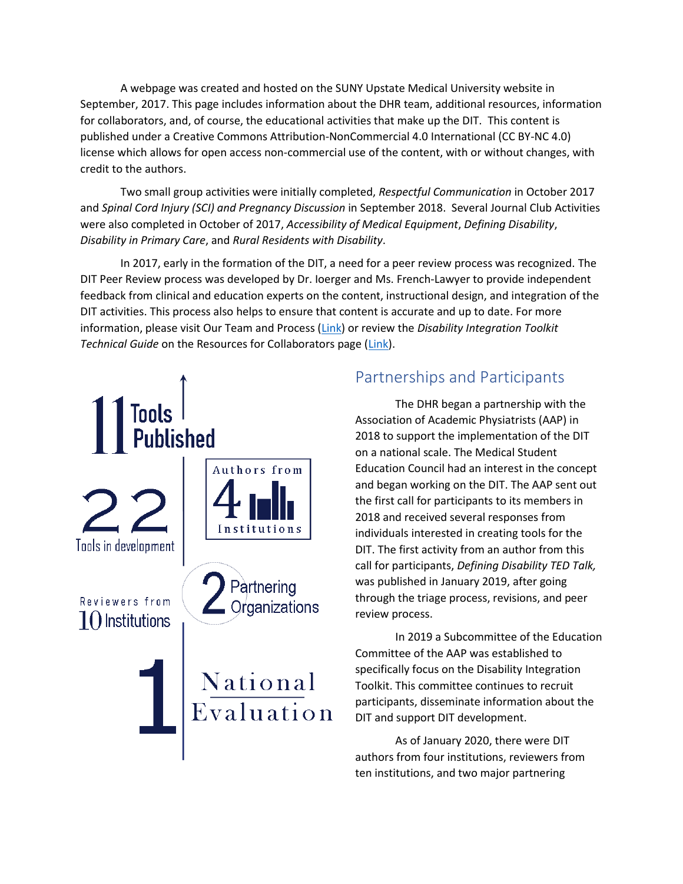A webpage was created and hosted on the SUNY Upstate Medical University website in September, 2017. This page includes information about the DHR team, additional resources, information for collaborators, and, of course, the educational activities that make up the DIT. This content is published under a Creative Commons Attribution-NonCommercial 4.0 International (CC BY-NC 4.0) license which allows for open access non-commercial use of the content, with or without changes, with credit to the authors.

Two small group activities were initially completed, *Respectful Communication* in October 2017 and *Spinal Cord Injury (SCI) and Pregnancy Discussion* in September 2018. Several Journal Club Activities were also completed in October of 2017, *Accessibility of Medical Equipment*, *Defining Disability*, *Disability in Primary Care*, and *Rural Residents with Disability*.

In 2017, early in the formation of the DIT, a need for a peer review process was recognized. The DIT Peer Review process was developed by Dr. Ioerger and Ms. French-Lawyer to provide independent feedback from clinical and education experts on the content, instructional design, and integration of the DIT activities. This process also helps to ensure that content is accurate and up to date. For more information, please visit Our Team and Process (Link) or review the *Disability Integration Toolkit Technical Guide* on the Resources for Collaborators page (Link).

11 Tools Published

22 Tools in development

Authors from 4 Institutions

Reviewers from 10 Institutions

2 Partnering Organizations

1 National Evaluation

## Partnerships and Participants

The DHR began a partnership with the Association of Academic Physiatrists (AAP) in 2018 to support the implementation of the DIT on a national scale. The Medical Student Education Council had an interest in the concept and began working on the DIT. The AAP sent out the first call for participants to its members in 2018 and received several responses from individuals interested in creating tools for the DIT. The first activity from an author from this call for participants, *Defining Disability TED Talk,* was published in January 2019, after going through the triage process, revisions, and peer review process.

In 2019 a Subcommittee of the Education Committee of the AAP was established to specifically focus on the Disability Integration Toolkit. This committee continues to recruit participants, disseminate information about the DIT and support DIT development.

As of January 2020, there were DIT authors from four institutions, reviewers from ten institutions, and two major partnering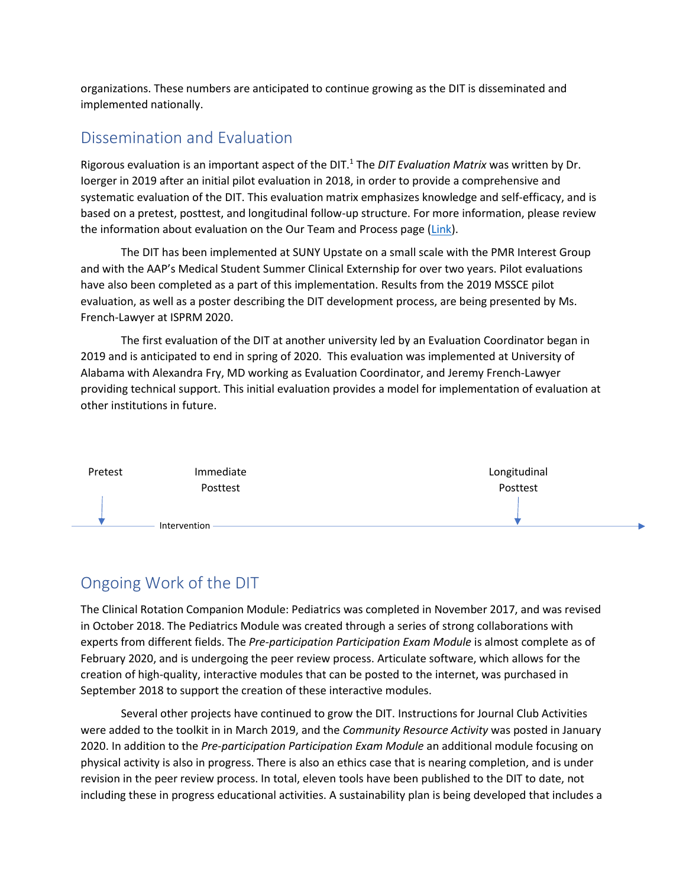organizations. These numbers are anticipated to continue growing as the DIT is disseminated and implemented nationally.

## Dissemination and Evaluation

Rigorous evaluation is an important aspect of the DIT.[1] The *DIT Evaluation Matrix* was written by Dr. Ioerger in 2019 after an initial pilot evaluation in 2018, in order to provide a comprehensive and systematic evaluation of the DIT. This evaluation matrix emphasizes knowledge and self-efficacy, and is based on a pretest, posttest, and longitudinal follow-up structure. For more information, please review the information about evaluation on the Our Team and Process page (Link).

The DIT has been implemented at SUNY Upstate on a small scale with the PMR Interest Group and with the AAP's Medical Student Summer Clinical Externship for over two years. Pilot evaluations have also been completed as a part of this implementation. Results from the 2019 MSSCE pilot evaluation, as well as a poster describing the DIT development process, are being presented by Ms. French-Lawyer at ISPRM 2020.

The first evaluation of the DIT at another university led by an Evaluation Coordinator began in 2019 and is anticipated to end in spring of 2020. This evaluation was implemented at University of Alabama with Alexandra Fry, MD working as Evaluation Coordinator, and Jeremy French-Lawyer providing technical support. This initial evaluation provides a model for implementation of evaluation at other institutions in future.

Pretest — Immediate Posttest — Longitudinal Posttest

Intervention

## Ongoing Work of the DIT

The Clinical Rotation Companion Module: Pediatrics was completed in November 2017, and was revised in October 2018. The Pediatrics Module was created through a series of strong collaborations with experts from different fields. The *Pre-participation Participation Exam Module* is almost complete as of February 2020, and is undergoing the peer review process. Articulate software, which allows for the creation of high-quality, interactive modules that can be posted to the internet, was purchased in September 2018 to support the creation of these interactive modules.

Several other projects have continued to grow the DIT. Instructions for Journal Club Activities were added to the toolkit in in March 2019, and the *Community Resource Activity* was posted in January 2020. In addition to the *Pre-participation Participation Exam Module* an additional module focusing on physical activity is also in progress. There is also an ethics case that is nearing completion, and is under revision in the peer review process. In total, eleven tools have been published to the DIT to date, not including these in progress educational activities. A sustainability plan is being developed that includes a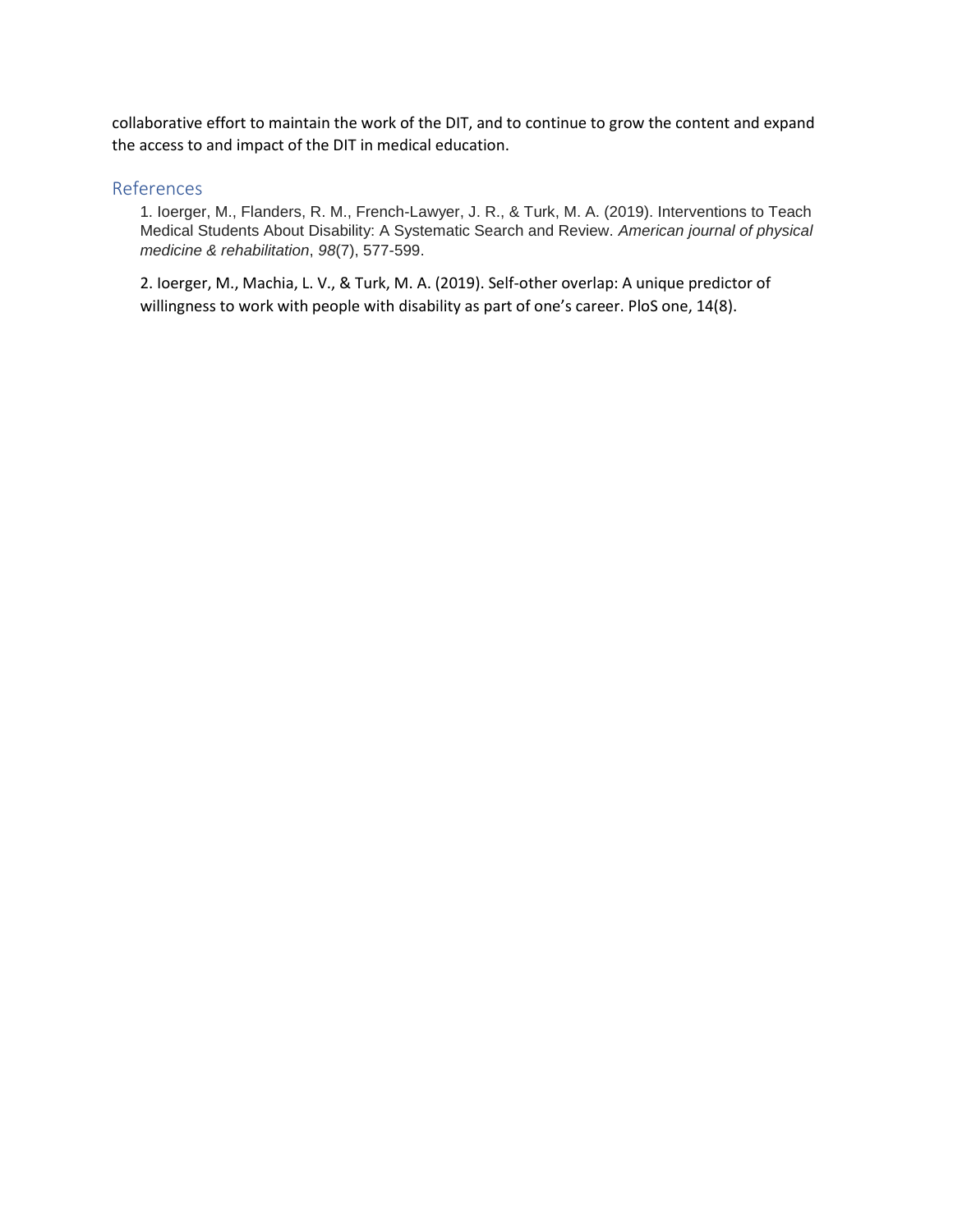collaborative effort to maintain the work of the DIT, and to continue to grow the content and expand the access to and impact of the DIT in medical education.

## References

1. Ioerger, M., Flanders, R. M., French-Lawyer, J. R., & Turk, M. A. (2019). Interventions to Teach Medical Students About Disability: A Systematic Search and Review. *American journal of physical medicine & rehabilitation*, *98*(7), 577-599.

2. Ioerger, M., Machia, L. V., & Turk, M. A. (2019). Self-other overlap: A unique predictor of willingness to work with people with disability as part of one's career. PloS one, 14(8).